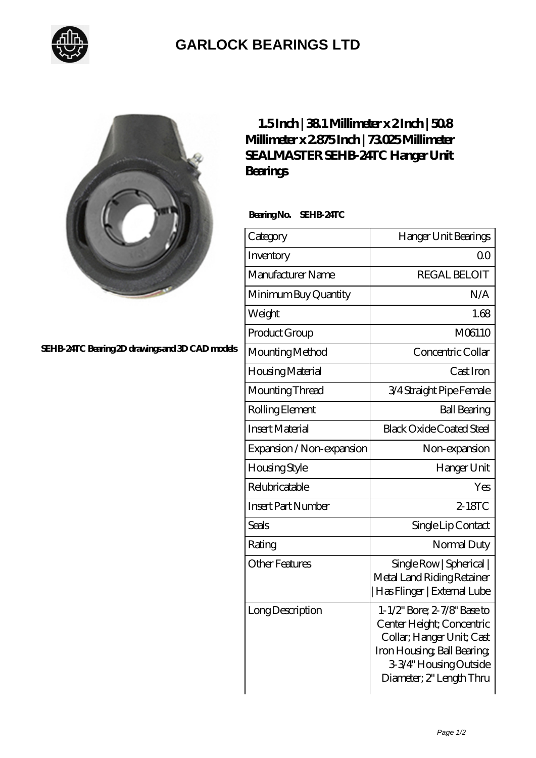# GARLOCK BEARINGS LTD

SEHB-24TC Bearing 2D drawings and 3D CAD models

## 1.5 Inch | 38.1 Millimeter x 2 Inch | 50.8 Millimeter x 2.875 Inch | 73.025 Millimeter SEALMASTER SEHB-24TC Hanger Unit Bearings

**Bearing No. SEHB-24TC**

| | |
|---|---|
| Category | Hanger Unit Bearings |
| Inventory | 0.0 |
| Manufacturer Name | REGAL BELOIT |
| Minimum Buy Quantity | N/A |
| Weight | 1.68 |
| Product Group | M06110 |
| Mounting Method | Concentric Collar |
| Housing Material | Cast Iron |
| Mounting Thread | 3/4 Straight Pipe Female |
| Rolling Element | Ball Bearing |
| Insert Material | Black Oxide Coated Steel |
| Expansion / Non-expansion | Non-expansion |
| Housing Style | Hanger Unit |
| Relubricatable | Yes |
| Insert Part Number | 2-18TC |
| Seals | Single Lip Contact |
| Rating | Normal Duty |
| Other Features | Single Row \| Spherical \| Metal Land Riding Retainer \| Has Flinger \| External Lube |
| Long Description | 1-1/2" Bore; 2-7/8" Base to Center Height; Concentric Collar; Hanger Unit; Cast Iron Housing; Ball Bearing; 3-3/4" Housing Outside Diameter; 2" Length Thru |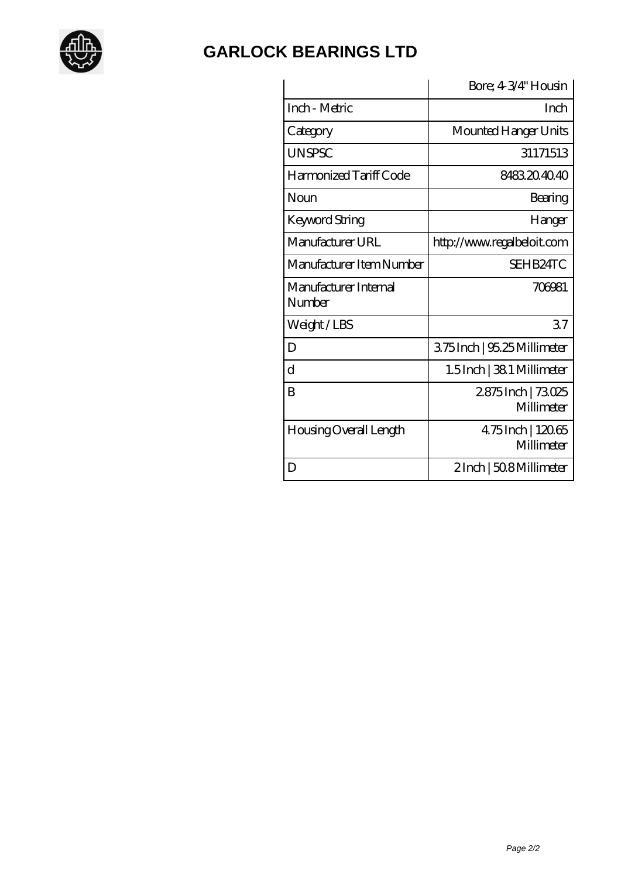# GARLOCK BEARINGS LTD

| | |
|---|---|
| | Bore; 4-3/4" Housin |
| Inch - Metric | Inch |
| Category | Mounted Hanger Units |
| UNSPSC | 31171513 |
| Harmonized Tariff Code | 8483.20.40.40 |
| Noun | Bearing |
| Keyword String | Hanger |
| Manufacturer URL | http://www.regalbeloit.com |
| Manufacturer Item Number | SEHB24TC |
| Manufacturer Internal Number | 706981 |
| Weight / LBS | 3.7 |
| D | 3.75 Inch \| 95.25 Millimeter |
| d | 1.5 Inch \| 38.1 Millimeter |
| B | 2.875 Inch \| 73.025 Millimeter |
| Housing Overall Length | 4.75 Inch \| 120.65 Millimeter |
| D | 2 Inch \| 50.8 Millimeter |